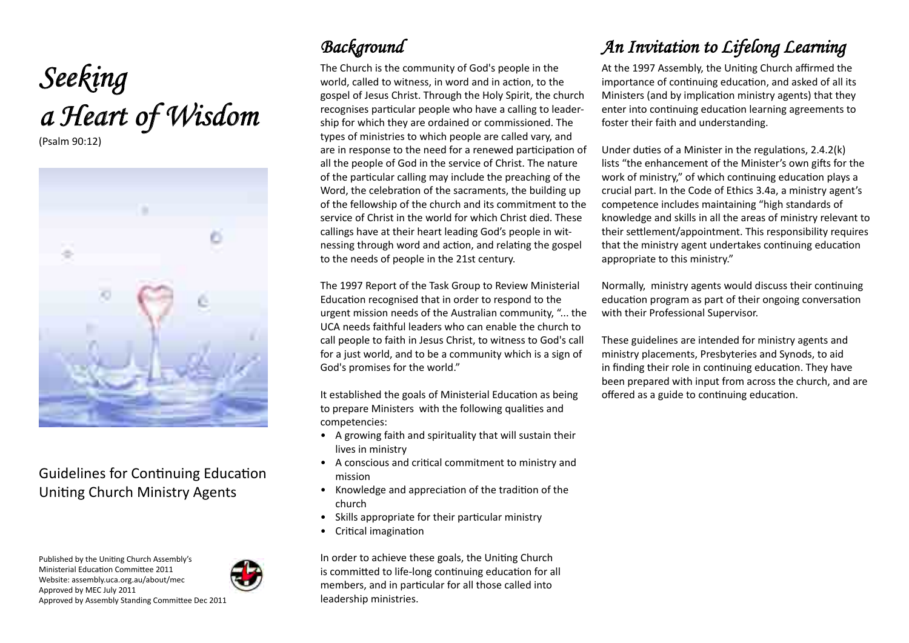# *Seeking a Heart of Wisdom*

(Psalm 90:12)

Guidelines for Continuing Education
Uniting Church Ministry Agents

Published by the Uniting Church Assembly's Ministerial Education Committee 2011
Website: assembly.uca.org.au/about/mec
Approved by MEC July 2011
Approved by Assembly Standing Committee Dec 2011

## *Background*

The Church is the community of God's people in the world, called to witness, in word and in action, to the gospel of Jesus Christ. Through the Holy Spirit, the church recognises particular people who have a calling to leadership for which they are ordained or commissioned. The types of ministries to which people are called vary, and are in response to the need for a renewed participation of all the people of God in the service of Christ. The nature of the particular calling may include the preaching of the Word, the celebration of the sacraments, the building up of the fellowship of the church and its commitment to the service of Christ in the world for which Christ died. These callings have at their heart leading God's people in witnessing through word and action, and relating the gospel to the needs of people in the 21st century.

The 1997 Report of the Task Group to Review Ministerial Education recognised that in order to respond to the urgent mission needs of the Australian community, "... the UCA needs faithful leaders who can enable the church to call people to faith in Jesus Christ, to witness to God's call for a just world, and to be a community which is a sign of God's promises for the world."

It established the goals of Ministerial Education as being to prepare Ministers with the following qualities and competencies:

- A growing faith and spirituality that will sustain their lives in ministry
- A conscious and critical commitment to ministry and mission
- Knowledge and appreciation of the tradition of the church
- Skills appropriate for their particular ministry
- Critical imagination

In order to achieve these goals, the Uniting Church is committed to life-long continuing education for all members, and in particular for all those called into leadership ministries.

## *An Invitation to Lifelong Learning*

At the 1997 Assembly, the Uniting Church affirmed the importance of continuing education, and asked of all its Ministers (and by implication ministry agents) that they enter into continuing education learning agreements to foster their faith and understanding.

Under duties of a Minister in the regulations, 2.4.2(k) lists "the enhancement of the Minister's own gifts for the work of ministry," of which continuing education plays a crucial part. In the Code of Ethics 3.4a, a ministry agent's competence includes maintaining "high standards of knowledge and skills in all the areas of ministry relevant to their settlement/appointment. This responsibility requires that the ministry agent undertakes continuing education appropriate to this ministry."

Normally, ministry agents would discuss their continuing education program as part of their ongoing conversation with their Professional Supervisor.

These guidelines are intended for ministry agents and ministry placements, Presbyteries and Synods, to aid in finding their role in continuing education. They have been prepared with input from across the church, and are offered as a guide to continuing education.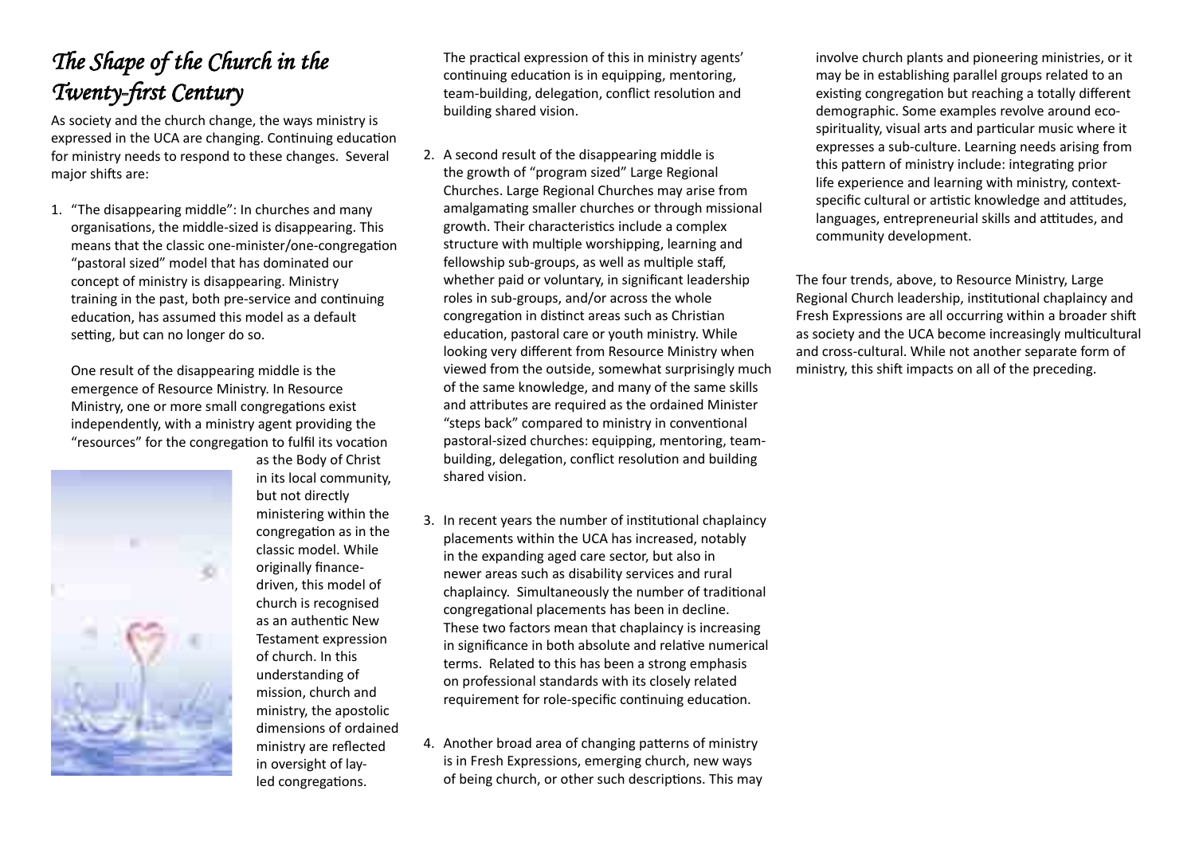# *The Shape of the Church in the Twenty-first Century*

As society and the church change, the ways ministry is expressed in the UCA are changing. Continuing education for ministry needs to respond to these changes. Several major shifts are:

1. "The disappearing middle": In churches and many organisations, the middle-sized is disappearing. This means that the classic one-minister/one-congregation "pastoral sized" model that has dominated our concept of ministry is disappearing. Ministry training in the past, both pre-service and continuing education, has assumed this model as a default setting, but can no longer do so.

   One result of the disappearing middle is the emergence of Resource Ministry. In Resource Ministry, one or more small congregations exist independently, with a ministry agent providing the "resources" for the congregation to fulfil its vocation as the Body of Christ in its local community, but not directly ministering within the congregation as in the classic model. While originally finance-driven, this model of church is recognised as an authentic New Testament expression of church. In this understanding of mission, church and ministry, the apostolic dimensions of ordained ministry are reflected in oversight of lay-led congregations.

   The practical expression of this in ministry agents' continuing education is in equipping, mentoring, team-building, delegation, conflict resolution and building shared vision.

2. A second result of the disappearing middle is the growth of "program sized" Large Regional Churches. Large Regional Churches may arise from amalgamating smaller churches or through missional growth. Their characteristics include a complex structure with multiple worshipping, learning and fellowship sub-groups, as well as multiple staff, whether paid or voluntary, in significant leadership roles in sub-groups, and/or across the whole congregation in distinct areas such as Christian education, pastoral care or youth ministry. While looking very different from Resource Ministry when viewed from the outside, somewhat surprisingly much of the same knowledge, and many of the same skills and attributes are required as the ordained Minister "steps back" compared to ministry in conventional pastoral-sized churches: equipping, mentoring, team-building, delegation, conflict resolution and building shared vision.

3. In recent years the number of institutional chaplaincy placements within the UCA has increased, notably in the expanding aged care sector, but also in newer areas such as disability services and rural chaplaincy. Simultaneously the number of traditional congregational placements has been in decline. These two factors mean that chaplaincy is increasing in significance in both absolute and relative numerical terms. Related to this has been a strong emphasis on professional standards with its closely related requirement for role-specific continuing education.

4. Another broad area of changing patterns of ministry is in Fresh Expressions, emerging church, new ways of being church, or other such descriptions. This may involve church plants and pioneering ministries, or it may be in establishing parallel groups related to an existing congregation but reaching a totally different demographic. Some examples revolve around eco-spirituality, visual arts and particular music where it expresses a sub-culture. Learning needs arising from this pattern of ministry include: integrating prior life experience and learning with ministry, context-specific cultural or artistic knowledge and attitudes, languages, entrepreneurial skills and attitudes, and community development.

The four trends, above, to Resource Ministry, Large Regional Church leadership, institutional chaplaincy and Fresh Expressions are all occurring within a broader shift as society and the UCA become increasingly multicultural and cross-cultural. While not another separate form of ministry, this shift impacts on all of the preceding.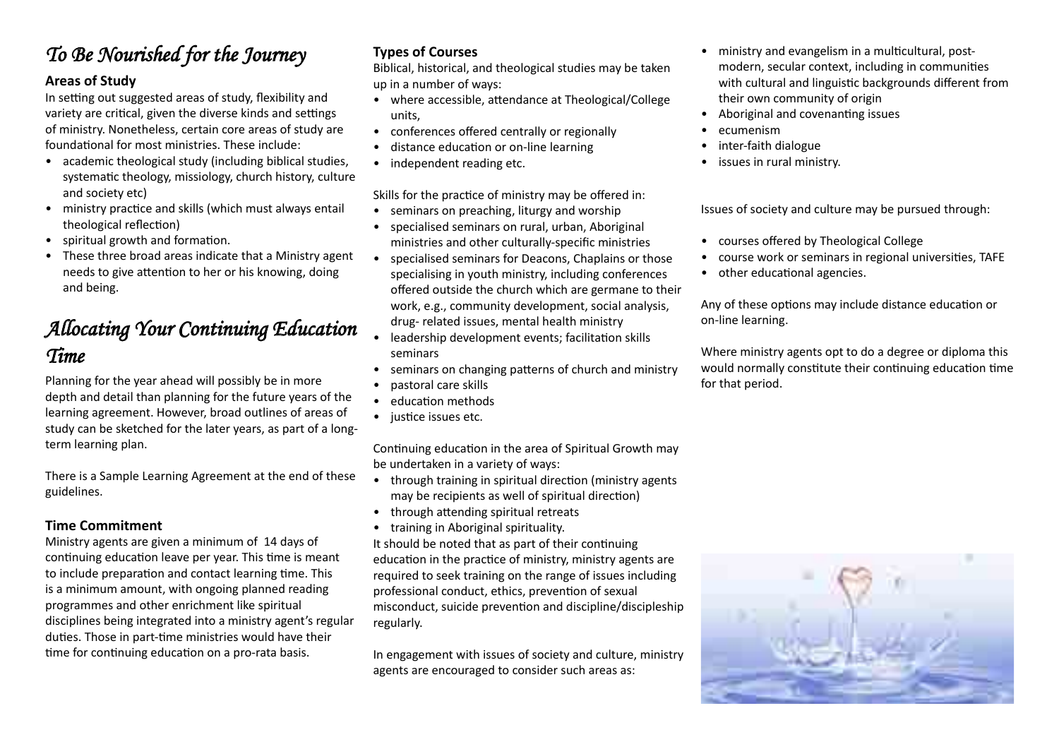# *To Be Nourished for the Journey*

### Areas of Study

In setting out suggested areas of study, flexibility and variety are critical, given the diverse kinds and settings of ministry. Nonetheless, certain core areas of study are foundational for most ministries. These include:

- academic theological study (including biblical studies, systematic theology, missiology, church history, culture and society etc)
- ministry practice and skills (which must always entail theological reflection)
- spiritual growth and formation.
- These three broad areas indicate that a Ministry agent needs to give attention to her or his knowing, doing and being.

# *Allocating Your Continuing Education Time*

Planning for the year ahead will possibly be in more depth and detail than planning for the future years of the learning agreement. However, broad outlines of areas of study can be sketched for the later years, as part of a long-term learning plan.

There is a Sample Learning Agreement at the end of these guidelines.

### Time Commitment

Ministry agents are given a minimum of 14 days of continuing education leave per year. This time is meant to include preparation and contact learning time. This is a minimum amount, with ongoing planned reading programmes and other enrichment like spiritual disciplines being integrated into a ministry agent's regular duties. Those in part-time ministries would have their time for continuing education on a pro-rata basis.

### Types of Courses

Biblical, historical, and theological studies may be taken up in a number of ways:

- where accessible, attendance at Theological/College units,
- conferences offered centrally or regionally
- distance education or on-line learning
- independent reading etc.

Skills for the practice of ministry may be offered in:

- seminars on preaching, liturgy and worship
- specialised seminars on rural, urban, Aboriginal ministries and other culturally-specific ministries
- specialised seminars for Deacons, Chaplains or those specialising in youth ministry, including conferences offered outside the church which are germane to their work, e.g., community development, social analysis, drug- related issues, mental health ministry
- leadership development events; facilitation skills seminars
- seminars on changing patterns of church and ministry
- pastoral care skills
- education methods
- justice issues etc.

Continuing education in the area of Spiritual Growth may be undertaken in a variety of ways:

- through training in spiritual direction (ministry agents may be recipients as well of spiritual direction)
- through attending spiritual retreats
- training in Aboriginal spirituality.

It should be noted that as part of their continuing education in the practice of ministry, ministry agents are required to seek training on the range of issues including professional conduct, ethics, prevention of sexual misconduct, suicide prevention and discipline/discipleship regularly.

In engagement with issues of society and culture, ministry agents are encouraged to consider such areas as:

- ministry and evangelism in a multicultural, post-modern, secular context, including in communities with cultural and linguistic backgrounds different from their own community of origin
- Aboriginal and covenanting issues
- ecumenism
- inter-faith dialogue
- issues in rural ministry.

Issues of society and culture may be pursued through:

- courses offered by Theological College
- course work or seminars in regional universities, TAFE
- other educational agencies.

Any of these options may include distance education or on-line learning.

Where ministry agents opt to do a degree or diploma this would normally constitute their continuing education time for that period.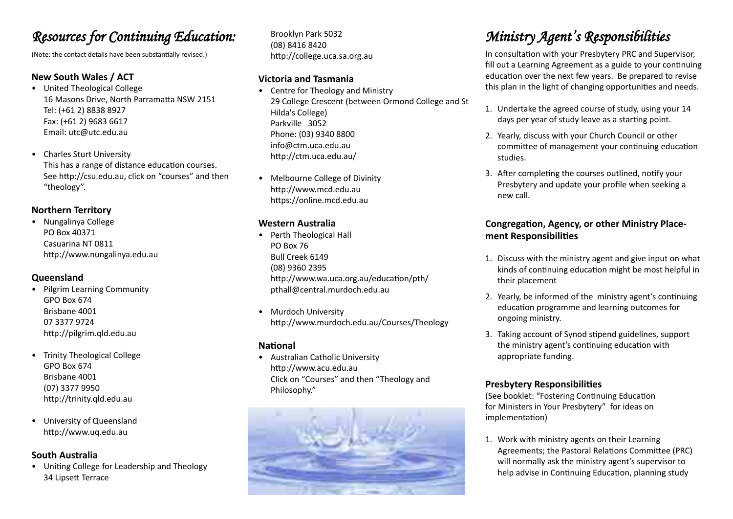# *Resources for Continuing Education:*

(Note: the contact details have been substantially revised.)

### New South Wales / ACT

- United Theological College
  16 Masons Drive, North Parramatta NSW 2151
  Tel: (+61 2) 8838 8927
  Fax: (+61 2) 9683 6617
  Email: utc@utc.edu.au

- Charles Sturt University
  This has a range of distance education courses. See http://csu.edu.au, click on "courses" and then "theology".

### Northern Territory

- Nungalinya College
  PO Box 40371
  Casuarina NT 0811
  http://www.nungalinya.edu.au

### Queensland

- Pilgrim Learning Community
  GPO Box 674
  Brisbane 4001
  07 3377 9724
  http://pilgrim.qld.edu.au

- Trinity Theological College
  GPO Box 674
  Brisbane 4001
  (07) 3377 9950
  http://trinity.qld.edu.au

- University of Queensland
  http://www.uq.edu.au

### South Australia

- Uniting College for Leadership and Theology
  34 Lipsett Terrace
  Brooklyn Park 5032
  (08) 8416 8420
  http://college.uca.sa.org.au

### Victoria and Tasmania

- Centre for Theology and Ministry
  29 College Crescent (between Ormond College and St Hilda's College)
  Parkville 3052
  Phone: (03) 9340 8800
  info@ctm.uca.edu.au
  http://ctm.uca.edu.au/

- Melbourne College of Divinity
  http://www.mcd.edu.au
  https://online.mcd.edu.au

### Western Australia

- Perth Theological Hall
  PO Box 76
  Bull Creek 6149
  (08) 9360 2395
  http://www.wa.uca.org.au/education/pth/
  pthall@central.murdoch.edu.au

- Murdoch University
  http://www.murdoch.edu.au/Courses/Theology

### National

- Australian Catholic University
  http://www.acu.edu.au
  Click on "Courses" and then "Theology and Philosophy."

# *Ministry Agent's Responsibilities*

In consultation with your Presbytery PRC and Supervisor, fill out a Learning Agreement as a guide to your continuing education over the next few years. Be prepared to revise this plan in the light of changing opportunities and needs.

1. Undertake the agreed course of study, using your 14 days per year of study leave as a starting point.
2. Yearly, discuss with your Church Council or other committee of management your continuing education studies.
3. After completing the courses outlined, notify your Presbytery and update your profile when seeking a new call.

### Congregation, Agency, or other Ministry Placement Responsibilities

1. Discuss with the ministry agent and give input on what kinds of continuing education might be most helpful in their placement
2. Yearly, be informed of the ministry agent's continuing education programme and learning outcomes for ongoing ministry.
3. Taking account of Synod stipend guidelines, support the ministry agent's continuing education with appropriate funding.

### Presbytery Responsibilities

(See booklet: "Fostering Continuing Education for Ministers in Your Presbytery" for ideas on implementation)

1. Work with ministry agents on their Learning Agreements; the Pastoral Relations Committee (PRC) will normally ask the ministry agent's supervisor to help advise in Continuing Education, planning study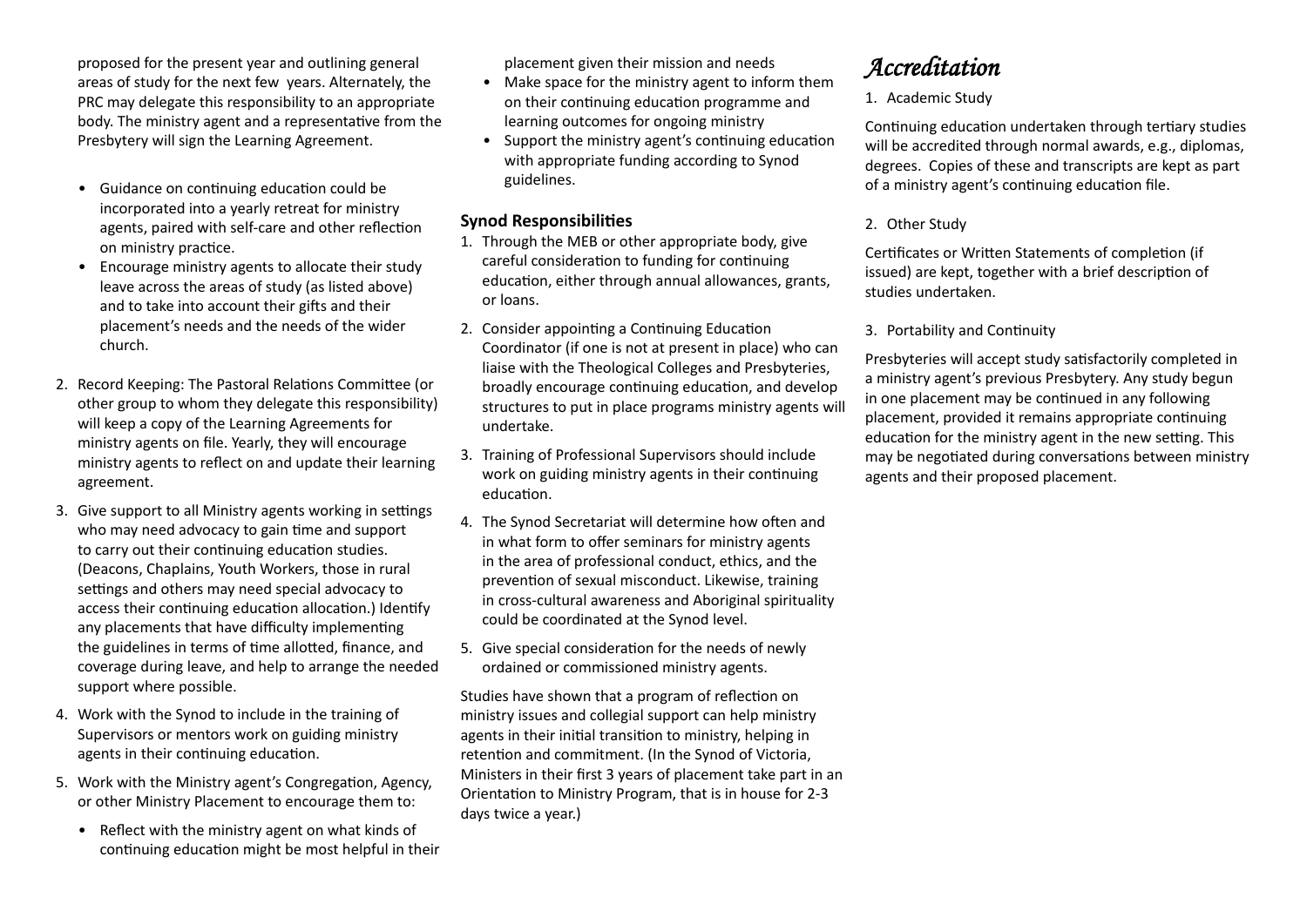proposed for the present year and outlining general areas of study for the next few years. Alternately, the PRC may delegate this responsibility to an appropriate body. The ministry agent and a representative from the Presbytery will sign the Learning Agreement.

- Guidance on continuing education could be incorporated into a yearly retreat for ministry agents, paired with self-care and other reflection on ministry practice.
- Encourage ministry agents to allocate their study leave across the areas of study (as listed above) and to take into account their gifts and their placement's needs and the needs of the wider church.

2. Record Keeping: The Pastoral Relations Committee (or other group to whom they delegate this responsibility) will keep a copy of the Learning Agreements for ministry agents on file. Yearly, they will encourage ministry agents to reflect on and update their learning agreement.
3. Give support to all Ministry agents working in settings who may need advocacy to gain time and support to carry out their continuing education studies. (Deacons, Chaplains, Youth Workers, those in rural settings and others may need special advocacy to access their continuing education allocation.) Identify any placements that have difficulty implementing the guidelines in terms of time allotted, finance, and coverage during leave, and help to arrange the needed support where possible.
4. Work with the Synod to include in the training of Supervisors or mentors work on guiding ministry agents in their continuing education.
5. Work with the Ministry agent's Congregation, Agency, or other Ministry Placement to encourage them to:
   - Reflect with the ministry agent on what kinds of continuing education might be most helpful in their placement given their mission and needs
   - Make space for the ministry agent to inform them on their continuing education programme and learning outcomes for ongoing ministry
   - Support the ministry agent's continuing education with appropriate funding according to Synod guidelines.

**Synod Responsibilities**

1. Through the MEB or other appropriate body, give careful consideration to funding for continuing education, either through annual allowances, grants, or loans.
2. Consider appointing a Continuing Education Coordinator (if one is not at present in place) who can liaise with the Theological Colleges and Presbyteries, broadly encourage continuing education, and develop structures to put in place programs ministry agents will undertake.
3. Training of Professional Supervisors should include work on guiding ministry agents in their continuing education.
4. The Synod Secretariat will determine how often and in what form to offer seminars for ministry agents in the area of professional conduct, ethics, and the prevention of sexual misconduct. Likewise, training in cross-cultural awareness and Aboriginal spirituality could be coordinated at the Synod level.
5. Give special consideration for the needs of newly ordained or commissioned ministry agents.

Studies have shown that a program of reflection on ministry issues and collegial support can help ministry agents in their initial transition to ministry, helping in retention and commitment. (In the Synod of Victoria, Ministers in their first 3 years of placement take part in an Orientation to Ministry Program, that is in house for 2-3 days twice a year.)

# *Accreditation*

1. Academic Study

Continuing education undertaken through tertiary studies will be accredited through normal awards, e.g., diplomas, degrees. Copies of these and transcripts are kept as part of a ministry agent's continuing education file.

2. Other Study

Certificates or Written Statements of completion (if issued) are kept, together with a brief description of studies undertaken.

3. Portability and Continuity

Presbyteries will accept study satisfactorily completed in a ministry agent's previous Presbytery. Any study begun in one placement may be continued in any following placement, provided it remains appropriate continuing education for the ministry agent in the new setting. This may be negotiated during conversations between ministry agents and their proposed placement.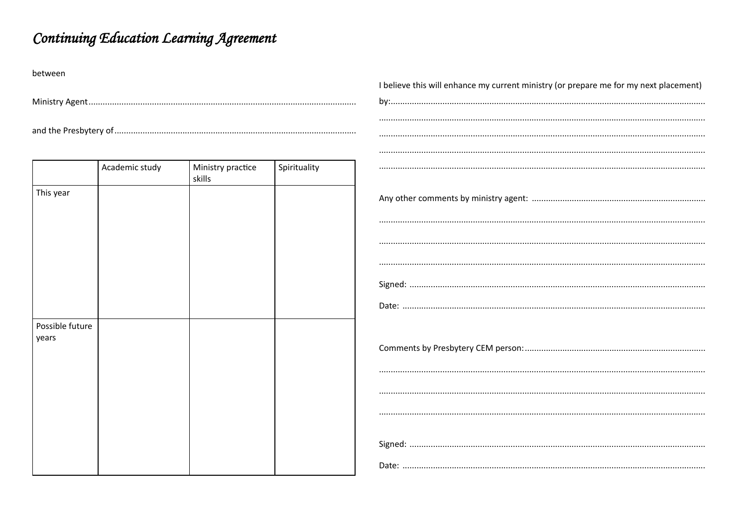# *Continuing Education Learning Agreement*

between

Ministry Agent.................................................................................................................

and the Presbytery of......................................................................................................

| | Academic study | Ministry practice skills | Spirituality |
|---|---|---|---|
| This year | | | |
| Possible future years | | | |

I believe this will enhance my current ministry (or prepare me for my next placement) by:.....................................................................................................................................

..........................................................................................................................................

..........................................................................................................................................

..........................................................................................................................................

..........................................................................................................................................

Any other comments by ministry agent: ..........................................................................

..........................................................................................................................................

..........................................................................................................................................

..........................................................................................................................................

Signed: .............................................................................................................................

Date: ................................................................................................................................

Comments by Presbytery CEM person:............................................................................

..........................................................................................................................................

..........................................................................................................................................

..........................................................................................................................................

Signed: .............................................................................................................................

Date: ................................................................................................................................